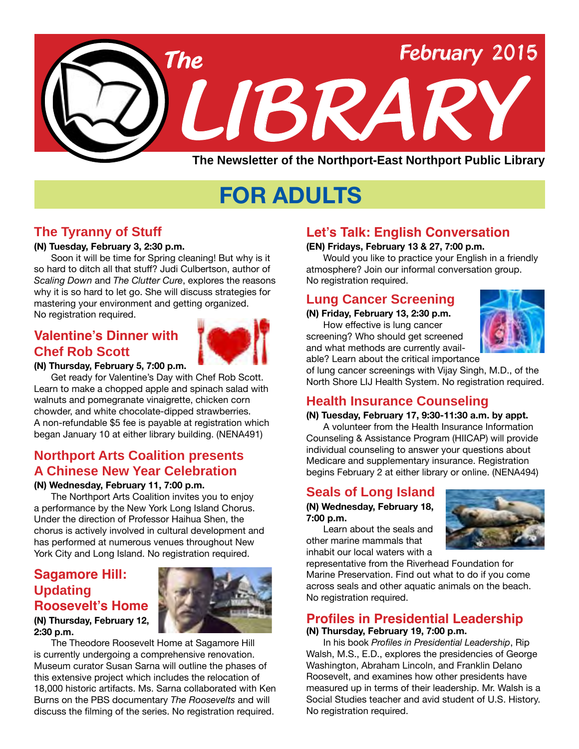# The LIBRARY

February 2015

**The Newsletter of the Northport-East Northport Public Library**

## FOR ADULTS

### The Tyranny of Stuff

**(N) Tuesday, February 3, 2:30 p.m.**

Soon it will be time for Spring cleaning! But why is it so hard to ditch all that stuff? Judi Culbertson, author of *Scaling Down* and *The Clutter Cure*, explores the reasons why it is so hard to let go. She will discuss strategies for mastering your environment and getting organized. No registration required.

### Valentine's Dinner with Chef Rob Scott

**(N) Thursday, February 5, 7:00 p.m.**

Get ready for Valentine's Day with Chef Rob Scott. Learn to make a chopped apple and spinach salad with walnuts and pomegranate vinaigrette, chicken corn chowder, and white chocolate-dipped strawberries. A non-refundable $5 fee is payable at registration which began January 10 at either library building. (NENA491)

### Northport Arts Coalition presents A Chinese New Year Celebration

**(N) Wednesday, February 11, 7:00 p.m.**

The Northport Arts Coalition invites you to enjoy a performance by the New York Long Island Chorus. Under the direction of Professor Haihua Shen, the chorus is actively involved in cultural development and has performed at numerous venues throughout New York City and Long Island. No registration required.

### Sagamore Hill: Updating Roosevelt's Home

**(N) Thursday, February 12, 2:30 p.m.**

The Theodore Roosevelt Home at Sagamore Hill is currently undergoing a comprehensive renovation. Museum curator Susan Sarna will outline the phases of this extensive project which includes the relocation of 18,000 historic artifacts. Ms. Sarna collaborated with Ken Burns on the PBS documentary *The Roosevelts* and will discuss the filming of the series. No registration required.

### Let's Talk: English Conversation

**(EN) Fridays, February 13 & 27, 7:00 p.m.**

Would you like to practice your English in a friendly atmosphere? Join our informal conversation group. No registration required.

### Lung Cancer Screening

**(N) Friday, February 13, 2:30 p.m.**

How effective is lung cancer screening? Who should get screened and what methods are currently available? Learn about the critical importance of lung cancer screenings with Vijay Singh, M.D., of the North Shore LIJ Health System. No registration required.

### Health Insurance Counseling

**(N) Tuesday, February 17, 9:30-11:30 a.m. by appt.**

A volunteer from the Health Insurance Information Counseling & Assistance Program (HIICAP) will provide individual counseling to answer your questions about Medicare and supplementary insurance. Registration begins February 2 at either library or online. (NENA494)

### Seals of Long Island

**(N) Wednesday, February 18, 7:00 p.m.**

Learn about the seals and other marine mammals that inhabit our local waters with a representative from the Riverhead Foundation for Marine Preservation. Find out what to do if you come across seals and other aquatic animals on the beach. No registration required.

### Profiles in Presidential Leadership

**(N) Thursday, February 19, 7:00 p.m.**

In his book *Profiles in Presidential Leadership*, Rip Walsh, M.S., E.D., explores the presidencies of George Washington, Abraham Lincoln, and Franklin Delano Roosevelt, and examines how other presidents have measured up in terms of their leadership. Mr. Walsh is a Social Studies teacher and avid student of U.S. History. No registration required.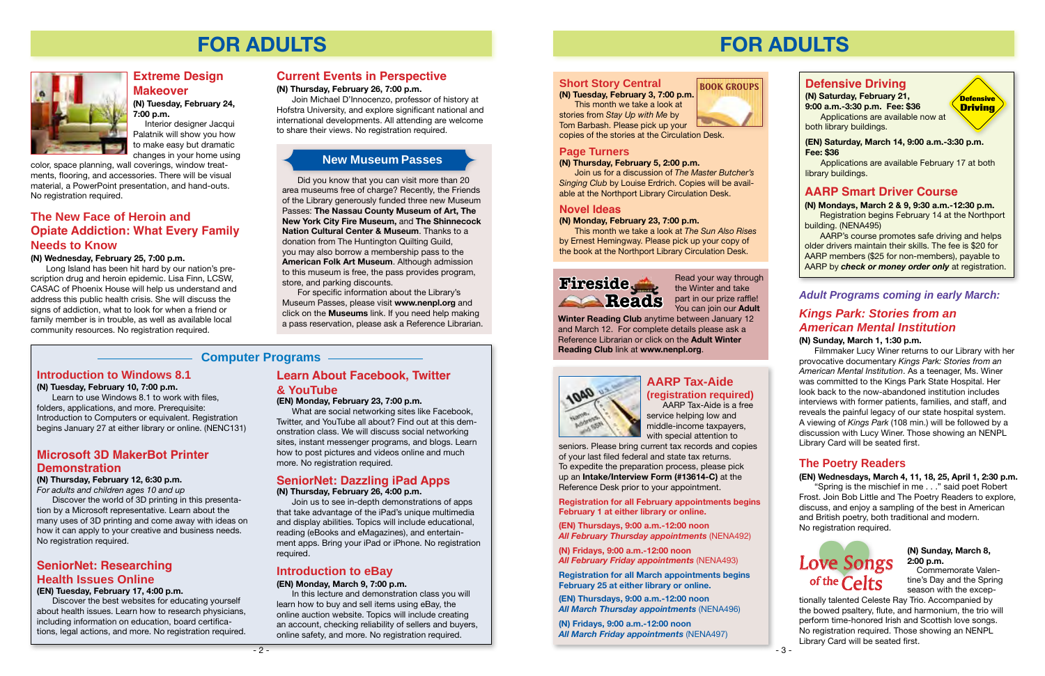# FOR ADULTS

## Extreme Design Makeover

**(N) Tuesday, February 24, 7:00 p.m.**

Interior designer Jacqui Palatnik will show you how to make easy but dramatic changes in your home using color, space planning, wall coverings, window treatments, flooring, and accessories. There will be visual material, a PowerPoint presentation, and hand-outs. No registration required.

## The New Face of Heroin and Opiate Addiction: What Every Family Needs to Know

**(N) Wednesday, February 25, 7:00 p.m.**

Long Island has been hit hard by our nation's prescription drug and heroin epidemic. Lisa Finn, LCSW, CASAC of Phoenix House will help us understand and address this public health crisis. She will discuss the signs of addiction, what to look for when a friend or family member is in trouble, as well as available local community resources. No registration required.

## Current Events in Perspective

**(N) Thursday, February 26, 7:00 p.m.**

Join Michael D'Innocenzo, professor of history at Hofstra University, and explore significant national and international developments. All attending are welcome to share their views. No registration required.

## New Museum Passes

Did you know that you can visit more than 20 area museums free of charge? Recently, the Friends of the Library generously funded three new Museum Passes: **The Nassau County Museum of Art, The New York City Fire Museum,** and **The Shinnecock Nation Cultural Center & Museum**. Thanks to a donation from The Huntington Quilting Guild, you may also borrow a membership pass to the **American Folk Art Museum**. Although admission to this museum is free, the pass provides program, store, and parking discounts.

For specific information about the Library's Museum Passes, please visit **www.nenpl.org** and click on the **Museums** link. If you need help making a pass reservation, please ask a Reference Librarian.

## Computer Programs

### Introduction to Windows 8.1

**(N) Tuesday, February 10, 7:00 p.m.**

Learn to use Windows 8.1 to work with files, folders, applications, and more. Prerequisite: Introduction to Computers or equivalent. Registration begins January 27 at either library or online. (NENC131)

### Microsoft 3D MakerBot Printer Demonstration

**(N) Thursday, February 12, 6:30 p.m.**

*For adults and children ages 10 and up*

Discover the world of 3D printing in this presentation by a Microsoft representative. Learn about the many uses of 3D printing and come away with ideas on how it can apply to your creative and business needs. No registration required.

### SeniorNet: Researching Health Issues Online

**(EN) Tuesday, February 17, 4:00 p.m.**

Discover the best websites for educating yourself about health issues. Learn how to research physicians, including information on education, board certifications, legal actions, and more. No registration required.

### Learn About Facebook, Twitter & YouTube

**(EN) Monday, February 23, 7:00 p.m.**

What are social networking sites like Facebook, Twitter, and YouTube all about? Find out at this demonstration class. We will discuss social networking sites, instant messenger programs, and blogs. Learn how to post pictures and videos online and much more. No registration required.

### SeniorNet: Dazzling iPad Apps

**(N) Thursday, February 26, 4:00 p.m.**

Join us to see in-depth demonstrations of apps that take advantage of the iPad's unique multimedia and display abilities. Topics will include educational, reading (eBooks and eMagazines), and entertainment apps. Bring your iPad or iPhone. No registration required.

### Introduction to eBay

**(EN) Monday, March 9, 7:00 p.m.**

In this lecture and demonstration class you will learn how to buy and sell items using eBay, the online auction website. Topics will include creating an account, checking reliability of sellers and buyers, online safety, and more. No registration required.

# FOR ADULTS

## BOOK GROUPS

### Short Story Central

**(N) Tuesday, February 3, 7:00 p.m.**

This month we take a look at stories from *Stay Up with Me* by Tom Barbash. Please pick up your copies of the stories at the Circulation Desk.

### Page Turners

**(N) Thursday, February 5, 2:00 p.m.**

Join us for a discussion of *The Master Butcher's Singing Club* by Louise Erdrich. Copies will be available at the Northport Library Circulation Desk.

### Novel Ideas

**(N) Monday, February 23, 7:00 p.m.**

This month we take a look at *The Sun Also Rises* by Ernest Hemingway. Please pick up your copy of the book at the Northport Library Circulation Desk.

## Fireside Reads

Read your way through the Winter and take part in our prize raffle! You can join our **Adult Winter Reading Club** anytime between January 12 and March 12. For complete details please ask a Reference Librarian or click on the **Adult Winter Reading Club** link at **www.nenpl.org**.

## AARP Tax-Aide (registration required)

AARP Tax-Aide is a free service helping low and middle-income taxpayers, with special attention to seniors. Please bring current tax records and copies of your last filed federal and state tax returns. To expedite the preparation process, please pick up an **Intake/Interview Form (#13614-C)** at the Reference Desk prior to your appointment.

**Registration for all February appointments begins February 1 at either library or online.**

**(EN) Thursdays, 9:00 a.m.-12:00 noon**
***All February Thursday appointments*** (NENA492)

**(N) Fridays, 9:00 a.m.-12:00 noon**
***All February Friday appointments*** (NENA493)

**Registration for all March appointments begins February 25 at either library or online.**

**(EN) Thursdays, 9:00 a.m.-12:00 noon**
***All March Thursday appointments*** (NENA496)

**(N) Fridays, 9:00 a.m.-12:00 noon**
***All March Friday appointments*** (NENA497)

## Defensive Driving

**(N) Saturday, February 21, 9:00 a.m.-3:30 p.m. Fee: $36**

Applications are available now at both library buildings.

**(EN) Saturday, March 14, 9:00 a.m.-3:30 p.m. Fee: $36**

Applications are available February 17 at both library buildings.

## AARP Smart Driver Course

**(N) Mondays, March 2 & 9, 9:30 a.m.-12:30 p.m.**

Registration begins February 14 at the Northport building. (NENA495)

AARP's course promotes safe driving and helps older drivers maintain their skills. The fee is $20 for AARP members ($25 for non-members), payable to AARP by ***check or money order only*** at registration.

## *Adult Programs coming in early March:*

### *Kings Park: Stories from an American Mental Institution*

**(N) Sunday, March 1, 1:30 p.m.**

Filmmaker Lucy Winer returns to our Library with her provocative documentary *Kings Park: Stories from an American Mental Institution*. As a teenager, Ms. Winer was committed to the Kings Park State Hospital. Her look back to the now-abandoned institution includes interviews with former patients, families, and staff, and reveals the painful legacy of our state hospital system. A viewing of *Kings Park* (108 min.) will be followed by a discussion with Lucy Winer. Those showing an NENPL Library Card will be seated first.

### The Poetry Readers

**(EN) Wednesdays, March 4, 11, 18, 25, April 1, 2:30 p.m.**

"Spring is the mischief in me . . ." said poet Robert Frost. Join Bob Little and The Poetry Readers to explore, discuss, and enjoy a sampling of the best in American and British poetry, both traditional and modern. No registration required.

### Love Songs of the Celts

**(N) Sunday, March 8, 2:00 p.m.**

Commemorate Valentine's Day and the Spring season with the exceptionally talented Celeste Ray Trio. Accompanied by the bowed psaltery, flute, and harmonium, the trio will perform time-honored Irish and Scottish love songs. No registration required. Those showing an NENPL Library Card will be seated first.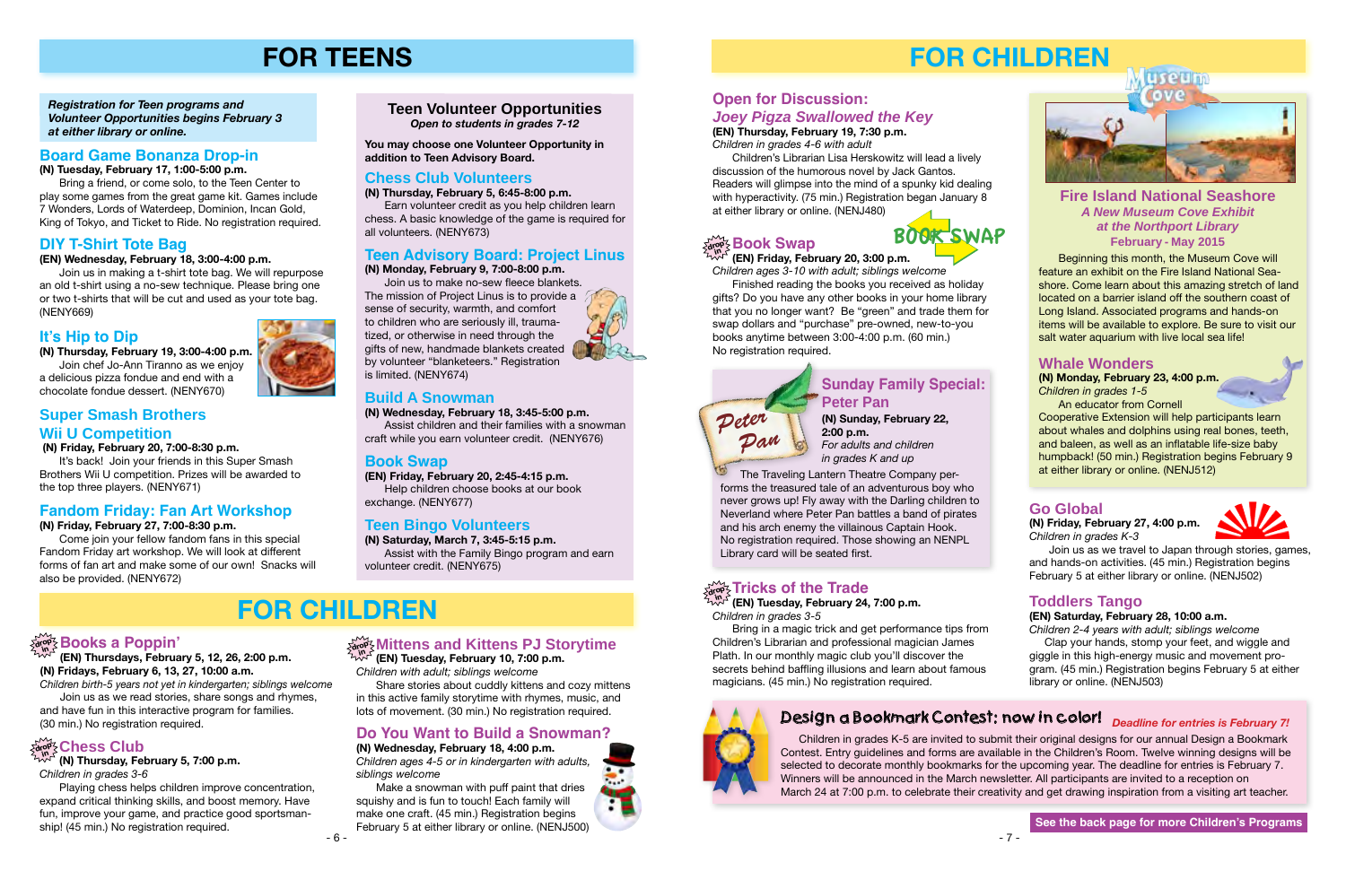# FOR TEENS

***Registration for Teen programs and Volunteer Opportunities begins February 3 at either library or online.***

## Board Game Bonanza Drop-in

**(N) Tuesday, February 17, 1:00-5:00 p.m.**

Bring a friend, or come solo, to the Teen Center to play some games from the great game kit. Games include 7 Wonders, Lords of Waterdeep, Dominion, Incan Gold, King of Tokyo, and Ticket to Ride. No registration required.

## DIY T-Shirt Tote Bag

**(EN) Wednesday, February 18, 3:00-4:00 p.m.**

Join us in making a t-shirt tote bag. We will repurpose an old t-shirt using a no-sew technique. Please bring one or two t-shirts that will be cut and used as your tote bag. (NENY669)

## It's Hip to Dip

**(N) Thursday, February 19, 3:00-4:00 p.m.**

Join chef Jo-Ann Tiranno as we enjoy a delicious pizza fondue and end with a chocolate fondue dessert. (NENY670)

## Super Smash Brothers Wii U Competition

**(N) Friday, February 20, 7:00-8:30 p.m.**

It's back! Join your friends in this Super Smash Brothers Wii U competition. Prizes will be awarded to the top three players. (NENY671)

## Fandom Friday: Fan Art Workshop

**(N) Friday, February 27, 7:00-8:30 p.m.**

Come join your fellow fandom fans in this special Fandom Friday art workshop. We will look at different forms of fan art and make some of our own! Snacks will also be provided. (NENY672)

## Teen Volunteer Opportunities

*Open to students in grades 7-12*

**You may choose one Volunteer Opportunity in addition to Teen Advisory Board.**

### Chess Club Volunteers

**(N) Thursday, February 5, 6:45-8:00 p.m.**

Earn volunteer credit as you help children learn chess. A basic knowledge of the game is required for all volunteers. (NENY673)

### Teen Advisory Board: Project Linus

**(N) Monday, February 9, 7:00-8:00 p.m.**

Join us to make no-sew fleece blankets. The mission of Project Linus is to provide a sense of security, warmth, and comfort to children who are seriously ill, traumatized, or otherwise in need through the gifts of new, handmade blankets created by volunteer "blanketeers." Registration is limited. (NENY674)

### Build A Snowman

**(N) Wednesday, February 18, 3:45-5:00 p.m.**

Assist children and their families with a snowman craft while you earn volunteer credit. (NENY676)

### Book Swap

**(EN) Friday, February 20, 2:45-4:15 p.m.**

Help children choose books at our book exchange. (NENY677)

### Teen Bingo Volunteers

**(N) Saturday, March 7, 3:45-5:15 p.m.**

Assist with the Family Bingo program and earn volunteer credit. (NENY675)

# FOR CHILDREN

## Books a Poppin'

*drop in*

**(EN) Thursdays, February 5, 12, 26, 2:00 p.m.**
**(N) Fridays, February 6, 13, 27, 10:00 a.m.**

*Children birth-5 years not yet in kindergarten; siblings welcome*

Join us as we read stories, share songs and rhymes, and have fun in this interactive program for families. (30 min.) No registration required.

## Chess Club

*drop in*

**(N) Thursday, February 5, 7:00 p.m.**

*Children in grades 3-6*

Playing chess helps children improve concentration, expand critical thinking skills, and boost memory. Have fun, improve your game, and practice good sportsmanship! (45 min.) No registration required.

## Mittens and Kittens PJ Storytime

*drop in*

**(EN) Tuesday, February 10, 7:00 p.m.**

*Children with adult; siblings welcome*

Share stories about cuddly kittens and cozy mittens in this active family storytime with rhymes, music, and lots of movement. (30 min.) No registration required.

## Do You Want to Build a Snowman?

**(N) Wednesday, February 18, 4:00 p.m.**

*Children ages 4-5 or in kindergarten with adults, siblings welcome*

Make a snowman with puff paint that dries squishy and is fun to touch! Each family will make one craft. (45 min.) Registration begins February 5 at either library or online. (NENJ500)

# FOR CHILDREN

## Open for Discussion: *Joey Pigza Swallowed the Key*

**(EN) Thursday, February 19, 7:30 p.m.**

*Children in grades 4-6 with adult*

Children's Librarian Lisa Herskowitz will lead a lively discussion of the humorous novel by Jack Gantos. Readers will glimpse into the mind of a spunky kid dealing with hyperactivity. (75 min.) Registration began January 8 at either library or online. (NENJ480)

## Book Swap

*drop in*

**(EN) Friday, February 20, 3:00 p.m.**

*Children ages 3-10 with adult; siblings welcome*

Finished reading the books you received as holiday gifts? Do you have any other books in your home library that you no longer want? Be "green" and trade them for swap dollars and "purchase" pre-owned, new-to-you books anytime between 3:00-4:00 p.m. (60 min.) No registration required.

## Sunday Family Special: Peter Pan

**(N) Sunday, February 22, 2:00 p.m.**

*For adults and children in grades K and up*

The Traveling Lantern Theatre Company performs the treasured tale of an adventurous boy who never grows up! Fly away with the Darling children to Neverland where Peter Pan battles a band of pirates and his arch enemy the villainous Captain Hook. No registration required. Those showing an NENPL Library card will be seated first.

## Tricks of the Trade

*drop in*

**(EN) Tuesday, February 24, 7:00 p.m.**

*Children in grades 3-5*

Bring in a magic trick and get performance tips from Children's Librarian and professional magician James Plath. In our monthly magic club you'll discover the secrets behind baffling illusions and learn about famous magicians. (45 min.) No registration required.

## Museum Cove

### Fire Island National Seashore

***A New Museum Cove Exhibit at the Northport Library***

**February - May 2015**

Beginning this month, the Museum Cove will feature an exhibit on the Fire Island National Seashore. Come learn about this amazing stretch of land located on a barrier island off the southern coast of Long Island. Associated programs and hands-on items will be available to explore. Be sure to visit our salt water aquarium with live local sea life!

## Whale Wonders

**(N) Monday, February 23, 4:00 p.m.**

*Children in grades 1-5*

An educator from Cornell Cooperative Extension will help participants learn about whales and dolphins using real bones, teeth, and baleen, as well as an inflatable life-size baby humpback! (50 min.) Registration begins February 9 at either library or online. (NENJ512)

## Go Global

**(N) Friday, February 27, 4:00 p.m.**

*Children in grades K-3*

Join us as we travel to Japan through stories, games, and hands-on activities. (45 min.) Registration begins February 5 at either library or online. (NENJ502)

## Toddlers Tango

**(EN) Saturday, February 28, 10:00 a.m.**

*Children 2-4 years with adult; siblings welcome*

Clap your hands, stomp your feet, and wiggle and giggle in this high-energy music and movement program. (45 min.) Registration begins February 5 at either library or online. (NENJ503)

## Design a Bookmark Contest: now in color!

***Deadline for entries is February 7!***

Children in grades K-5 are invited to submit their original designs for our annual Design a Bookmark Contest. Entry guidelines and forms are available in the Children's Room. Twelve winning designs will be selected to decorate monthly bookmarks for the upcoming year. The deadline for entries is February 7. Winners will be announced in the March newsletter. All participants are invited to a reception on March 24 at 7:00 p.m. to celebrate their creativity and get drawing inspiration from a visiting art teacher.

**See the back page for more Children's Programs**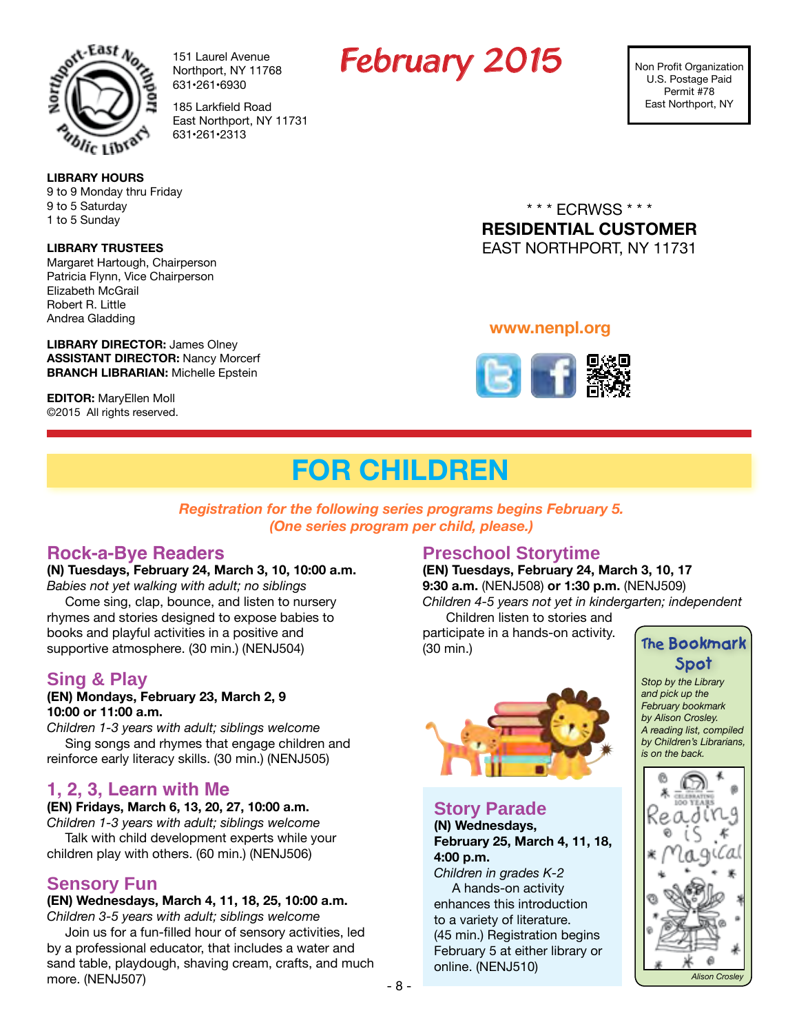Northport-East Northport Public Library

151 Laurel Avenue
Northport, NY 11768
631•261•6930

185 Larkfield Road
East Northport, NY 11731
631•261•2313

# February 2015

Non Profit Organization
U.S. Postage Paid
Permit #78
East Northport, NY

**LIBRARY HOURS**
9 to 9 Monday thru Friday
9 to 5 Saturday
1 to 5 Sunday

**LIBRARY TRUSTEES**
Margaret Hartough, Chairperson
Patricia Flynn, Vice Chairperson
Elizabeth McGrail
Robert R. Little
Andrea Gladding

**LIBRARY DIRECTOR:** James Olney
**ASSISTANT DIRECTOR:** Nancy Morcerf
**BRANCH LIBRARIAN:** Michelle Epstein

**EDITOR:** MaryEllen Moll
©2015 All rights reserved.

\* \* \* ECRWSS \* \* \*
**RESIDENTIAL CUSTOMER**
EAST NORTHPORT, NY 11731

**www.nenpl.org**

## FOR CHILDREN

***Registration for the following series programs begins February 5. (One series program per child, please.)***

### Rock-a-Bye Readers

**(N) Tuesdays, February 24, March 3, 10, 10:00 a.m.**
*Babies not yet walking with adult; no siblings*
Come sing, clap, bounce, and listen to nursery rhymes and stories designed to expose babies to books and playful activities in a positive and supportive atmosphere. (30 min.) (NENJ504)

### Sing & Play

**(EN) Mondays, February 23, March 2, 9**
**10:00 or 11:00 a.m.**
*Children 1-3 years with adult; siblings welcome*
Sing songs and rhymes that engage children and reinforce early literacy skills. (30 min.) (NENJ505)

### 1, 2, 3, Learn with Me

**(EN) Fridays, March 6, 13, 20, 27, 10:00 a.m.**
*Children 1-3 years with adult; siblings welcome*
Talk with child development experts while your children play with others. (60 min.) (NENJ506)

### Sensory Fun

**(EN) Wednesdays, March 4, 11, 18, 25, 10:00 a.m.**
*Children 3-5 years with adult; siblings welcome*
Join us for a fun-filled hour of sensory activities, led by a professional educator, that includes a water and sand table, playdough, shaving cream, crafts, and much more. (NENJ507)

### Preschool Storytime

**(EN) Tuesdays, February 24, March 3, 10, 17**
**9:30 a.m.** (NENJ508) **or 1:30 p.m.** (NENJ509)
*Children 4-5 years not yet in kindergarten; independent*
Children listen to stories and participate in a hands-on activity. (30 min.)

### Story Parade

**(N) Wednesdays, February 25, March 4, 11, 18, 4:00 p.m.**
*Children in grades K-2*
A hands-on activity enhances this introduction to a variety of literature. (45 min.) Registration begins February 5 at either library or online. (NENJ510)

### The Bookmark Spot

*Stop by the Library and pick up the February bookmark by Alison Crosley. A reading list, compiled by Children's Librarians, is on the back.*

*Alison Crosley*